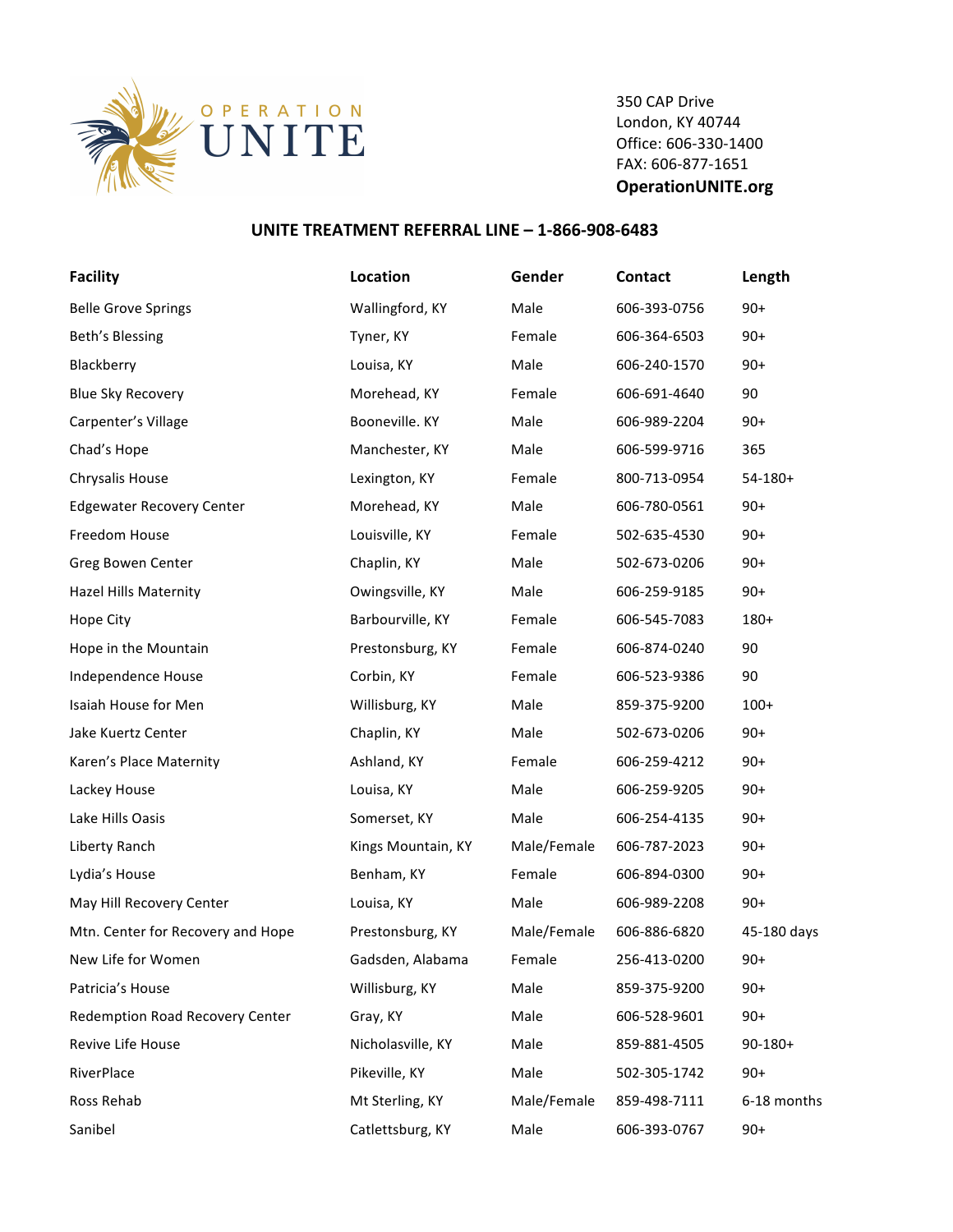OPERATION UNITE

350 CAP Drive
London, KY 40744
Office: 606-330-1400
FAX: 606-877-1651
**OperationUNITE.org**

## UNITE TREATMENT REFERRAL LINE – 1-866-908-6483

| Facility | Location | Gender | Contact | Length |
|---|---|---|---|---|
| Belle Grove Springs | Wallingford, KY | Male | 606-393-0756 | 90+ |
| Beth's Blessing | Tyner, KY | Female | 606-364-6503 | 90+ |
| Blackberry | Louisa, KY | Male | 606-240-1570 | 90+ |
| Blue Sky Recovery | Morehead, KY | Female | 606-691-4640 | 90 |
| Carpenter's Village | Booneville. KY | Male | 606-989-2204 | 90+ |
| Chad's Hope | Manchester, KY | Male | 606-599-9716 | 365 |
| Chrysalis House | Lexington, KY | Female | 800-713-0954 | 54-180+ |
| Edgewater Recovery Center | Morehead, KY | Male | 606-780-0561 | 90+ |
| Freedom House | Louisville, KY | Female | 502-635-4530 | 90+ |
| Greg Bowen Center | Chaplin, KY | Male | 502-673-0206 | 90+ |
| Hazel Hills Maternity | Owingsville, KY | Male | 606-259-9185 | 90+ |
| Hope City | Barbourville, KY | Female | 606-545-7083 | 180+ |
| Hope in the Mountain | Prestonsburg, KY | Female | 606-874-0240 | 90 |
| Independence House | Corbin, KY | Female | 606-523-9386 | 90 |
| Isaiah House for Men | Willisburg, KY | Male | 859-375-9200 | 100+ |
| Jake Kuertz Center | Chaplin, KY | Male | 502-673-0206 | 90+ |
| Karen's Place Maternity | Ashland, KY | Female | 606-259-4212 | 90+ |
| Lackey House | Louisa, KY | Male | 606-259-9205 | 90+ |
| Lake Hills Oasis | Somerset, KY | Male | 606-254-4135 | 90+ |
| Liberty Ranch | Kings Mountain, KY | Male/Female | 606-787-2023 | 90+ |
| Lydia's House | Benham, KY | Female | 606-894-0300 | 90+ |
| May Hill Recovery Center | Louisa, KY | Male | 606-989-2208 | 90+ |
| Mtn. Center for Recovery and Hope | Prestonsburg, KY | Male/Female | 606-886-6820 | 45-180 days |
| New Life for Women | Gadsden, Alabama | Female | 256-413-0200 | 90+ |
| Patricia's House | Willisburg, KY | Male | 859-375-9200 | 90+ |
| Redemption Road Recovery Center | Gray, KY | Male | 606-528-9601 | 90+ |
| Revive Life House | Nicholasville, KY | Male | 859-881-4505 | 90-180+ |
| RiverPlace | Pikeville, KY | Male | 502-305-1742 | 90+ |
| Ross Rehab | Mt Sterling, KY | Male/Female | 859-498-7111 | 6-18 months |
| Sanibel | Catlettsburg, KY | Male | 606-393-0767 | 90+ |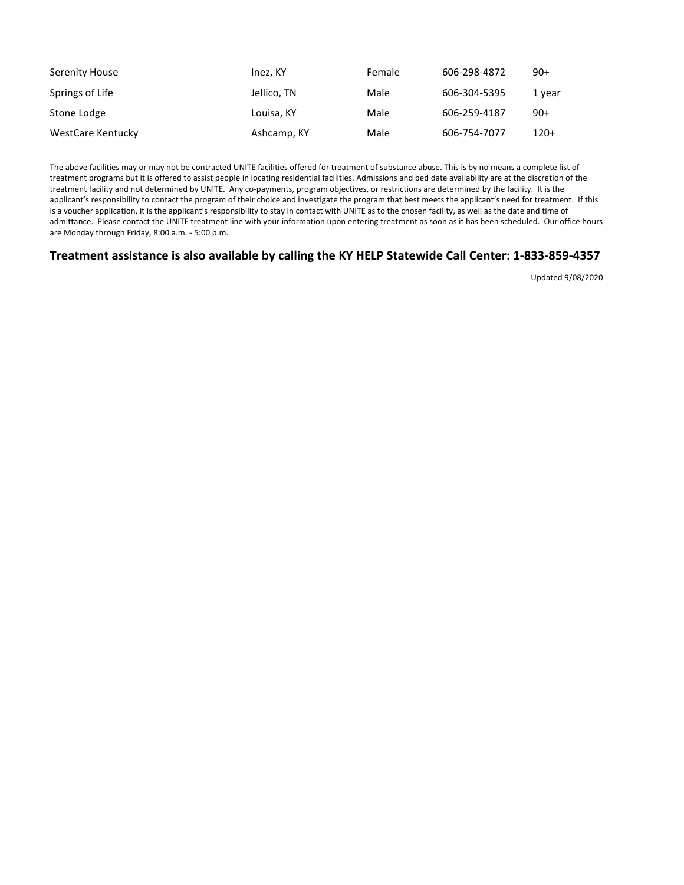| | | | | |
|---|---|---|---|---|
| Serenity House | Inez, KY | Female | 606-298-4872 | 90+ |
| Springs of Life | Jellico, TN | Male | 606-304-5395 | 1 year |
| Stone Lodge | Louisa, KY | Male | 606-259-4187 | 90+ |
| WestCare Kentucky | Ashcamp, KY | Male | 606-754-7077 | 120+ |

The above facilities may or may not be contracted UNITE facilities offered for treatment of substance abuse. This is by no means a complete list of treatment programs but it is offered to assist people in locating residential facilities. Admissions and bed date availability are at the discretion of the treatment facility and not determined by UNITE. Any co-payments, program objectives, or restrictions are determined by the facility. It is the applicant's responsibility to contact the program of their choice and investigate the program that best meets the applicant's need for treatment. If this is a voucher application, it is the applicant's responsibility to stay in contact with UNITE as to the chosen facility, as well as the date and time of admittance. Please contact the UNITE treatment line with your information upon entering treatment as soon as it has been scheduled. Our office hours are Monday through Friday, 8:00 a.m. - 5:00 p.m.

**Treatment assistance is also available by calling the KY HELP Statewide Call Center: 1-833-859-4357**

Updated 9/08/2020